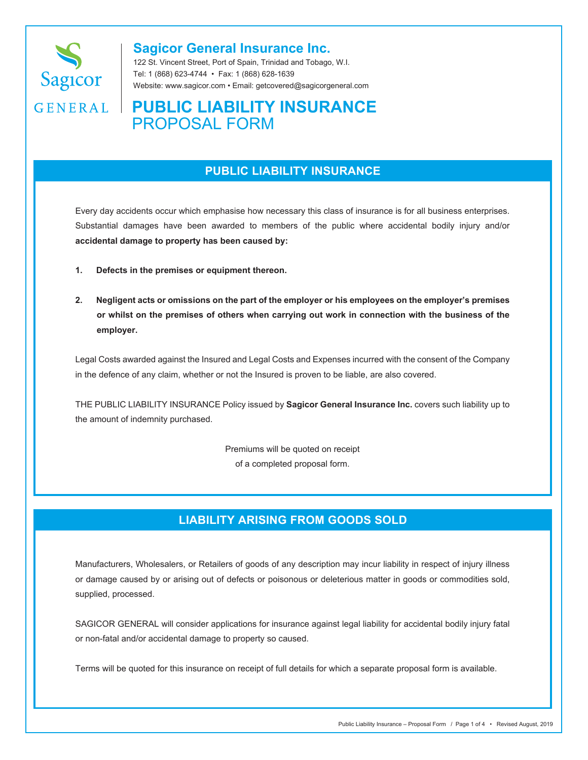**Sagicor General Insurance Inc.**

122 St. Vincent Street, Port of Spain, Trinidad and Tobago, W.I.
Tel: 1 (868) 623-4744 • Fax: 1 (868) 628-1639
Website: www.sagicor.com • Email: getcovered@sagicorgeneral.com

# PUBLIC LIABILITY INSURANCE PROPOSAL FORM

## PUBLIC LIABILITY INSURANCE

Every day accidents occur which emphasise how necessary this class of insurance is for all business enterprises. Substantial damages have been awarded to members of the public where accidental bodily injury and/or **accidental damage to property has been caused by:**

1. **Defects in the premises or equipment thereon.**
2. **Negligent acts or omissions on the part of the employer or his employees on the employer's premises or whilst on the premises of others when carrying out work in connection with the business of the employer.**

Legal Costs awarded against the Insured and Legal Costs and Expenses incurred with the consent of the Company in the defence of any claim, whether or not the Insured is proven to be liable, are also covered.

THE PUBLIC LIABILITY INSURANCE Policy issued by **Sagicor General Insurance Inc.** covers such liability up to the amount of indemnity purchased.

Premiums will be quoted on receipt of a completed proposal form.

## LIABILITY ARISING FROM GOODS SOLD

Manufacturers, Wholesalers, or Retailers of goods of any description may incur liability in respect of injury illness or damage caused by or arising out of defects or poisonous or deleterious matter in goods or commodities sold, supplied, processed.

SAGICOR GENERAL will consider applications for insurance against legal liability for accidental bodily injury fatal or non-fatal and/or accidental damage to property so caused.

Terms will be quoted for this insurance on receipt of full details for which a separate proposal form is available.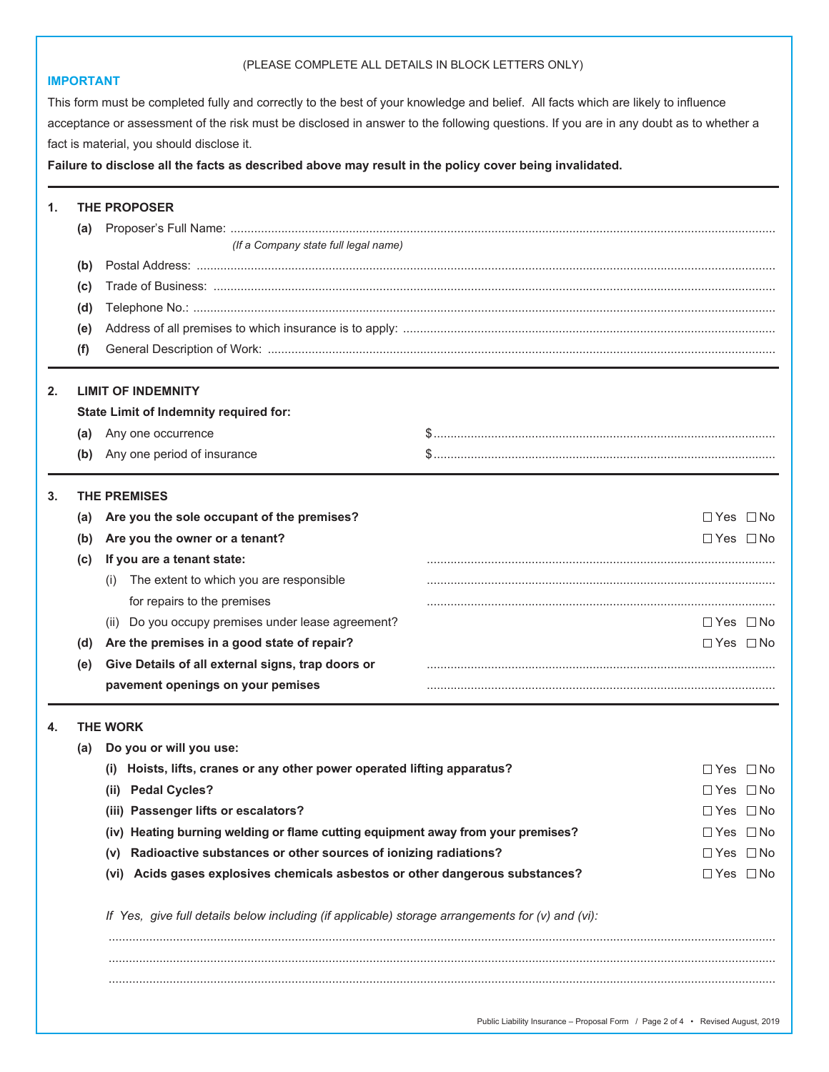(PLEASE COMPLETE ALL DETAILS IN BLOCK LETTERS ONLY)

**IMPORTANT**

This form must be completed fully and correctly to the best of your knowledge and belief. All facts which are likely to influence acceptance or assessment of the risk must be disclosed in answer to the following questions. If you are in any doubt as to whether a fact is material, you should disclose it.

**Failure to disclose all the facts as described above may result in the policy cover being invalidated.**

---

## 1. THE PROPOSER

**(a)** Proposer's Full Name: ..................................................................

*(If a Company state full legal name)*

**(b)** Postal Address: ..................................................................

**(c)** Trade of Business: ..................................................................

**(d)** Telephone No.: ..................................................................

**(e)** Address of all premises to which insurance is to apply: ..................................................................

**(f)** General Description of Work: ..................................................................

---

## 2. LIMIT OF INDEMNITY

**State Limit of Indemnity required for:**

**(a)** Any one occurrence $..................................................................

**(b)** Any one period of insurance $..................................................................

---

## 3. THE PREMISES

**(a)** **Are you the sole occupant of the premises?** ☐ Yes ☐ No

**(b)** **Are you the owner or a tenant?** ☐ Yes ☐ No

**(c)** **If you are a tenant state:** ..................................................................

(i) The extent to which you are responsible for repairs to the premises ..................................................................

(ii) Do you occupy premises under lease agreement? ☐ Yes ☐ No

**(d)** **Are the premises in a good state of repair?** ☐ Yes ☐ No

**(e)** **Give Details of all external signs, trap doors or pavement openings on your pemises** ..................................................................

---

## 4. THE WORK

**(a)** **Do you or will you use:**

**(i) Hoists, lifts, cranes or any other power operated lifting apparatus?** ☐ Yes ☐ No

**(ii) Pedal Cycles?** ☐ Yes ☐ No

**(iii) Passenger lifts or escalators?** ☐ Yes ☐ No

**(iv) Heating burning welding or flame cutting equipment away from your premises?** ☐ Yes ☐ No

**(v) Radioactive substances or other sources of ionizing radiations?** ☐ Yes ☐ No

**(vi) Acids gases explosives chemicals asbestos or other dangerous substances?** ☐ Yes ☐ No

*If Yes, give full details below including (if applicable) storage arrangements for (v) and (vi):*

..................................................................

..................................................................

..................................................................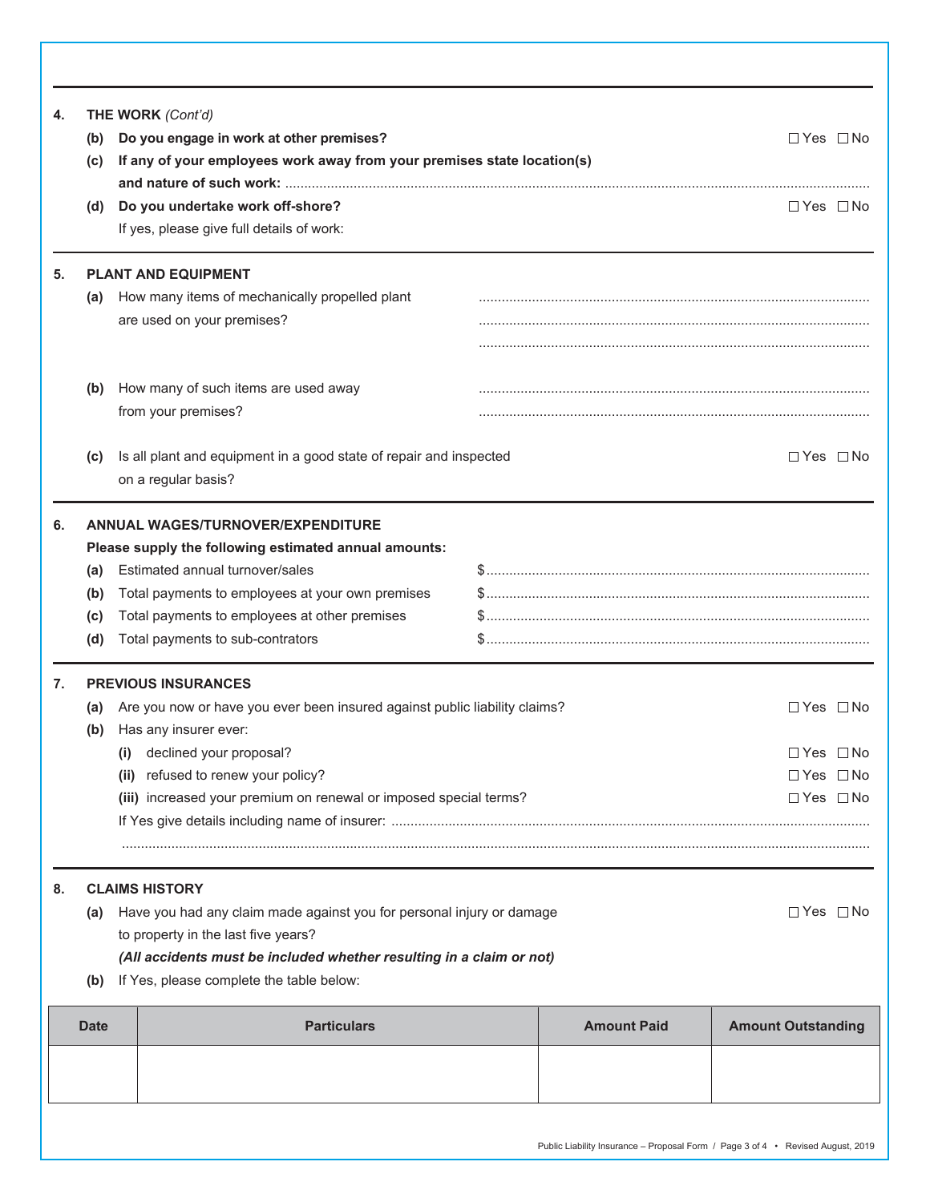**4. THE WORK** *(Cont'd)*

**(b) Do you engage in work at other premises?** ☐ Yes ☐ No

**(c) If any of your employees work away from your premises state location(s) and nature of such work:** ..........................................................................................................................................

**(d) Do you undertake work off-shore?** ☐ Yes ☐ No

If yes, please give full details of work:

**5. PLANT AND EQUIPMENT**

**(a)** How many items of mechanically propelled plant are used on your premises? ..........................................................................................................

**(b)** How many of such items are used away from your premises? ..........................................................................................................

**(c)** Is all plant and equipment in a good state of repair and inspected on a regular basis? ☐ Yes ☐ No

**6. ANNUAL WAGES/TURNOVER/EXPENDITURE**

**Please supply the following estimated annual amounts:**

**(a)** Estimated annual turnover/sales $..........................................................................................

**(b)** Total payments to employees at your own premises $..........................................................................................

**(c)** Total payments to employees at other premises $..........................................................................................

**(d)** Total payments to sub-contrators $..........................................................................................

**7. PREVIOUS INSURANCES**

**(a)** Are you now or have you ever been insured against public liability claims? ☐ Yes ☐ No

**(b)** Has any insurer ever:

**(i)** declined your proposal? ☐ Yes ☐ No

**(ii)** refused to renew your policy? ☐ Yes ☐ No

**(iii)** increased your premium on renewal or imposed special terms? ☐ Yes ☐ No

If Yes give details including name of insurer: ..........................................................................................

..........................................................................................................................................

**8. CLAIMS HISTORY**

**(a)** Have you had any claim made against you for personal injury or damage to property in the last five years? ☐ Yes ☐ No

***(All accidents must be included whether resulting in a claim or not)***

**(b)** If Yes, please complete the table below:

| Date | Particulars | Amount Paid | Amount Outstanding |
|---|---|---|---|
| | | | |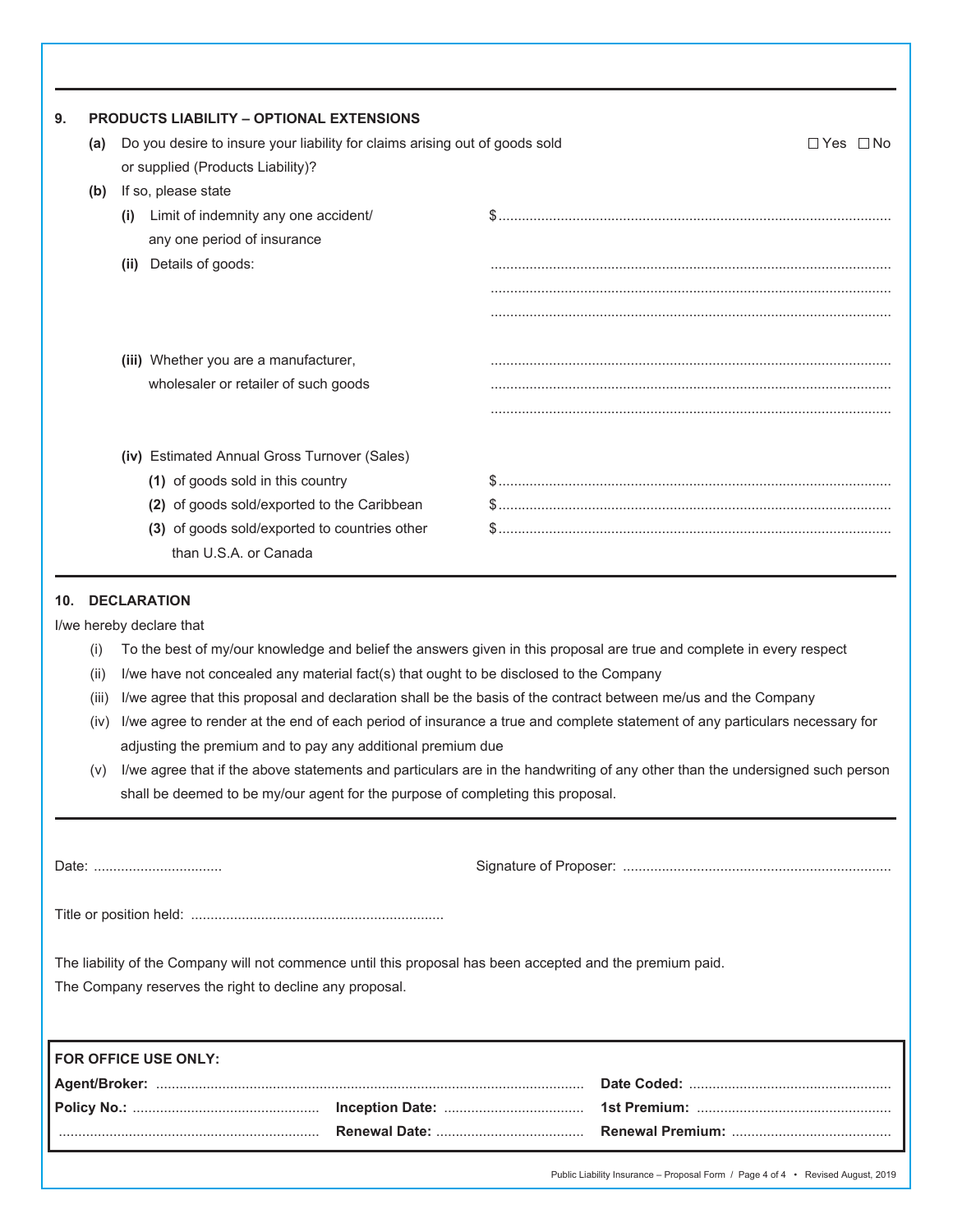## 9. PRODUCTS LIABILITY – OPTIONAL EXTENSIONS

**(a)** Do you desire to insure your liability for claims arising out of goods sold or supplied (Products Liability)? ☐ Yes ☐ No

**(b)** If so, please state

**(i)** Limit of indemnity any one accident/ any one period of insurance $....................

**(ii)** Details of goods: ....................

....................

....................

**(iii)** Whether you are a manufacturer, wholesaler or retailer of such goods ....................

....................

....................

**(iv)** Estimated Annual Gross Turnover (Sales)

**(1)** of goods sold in this country $....................

**(2)** of goods sold/exported to the Caribbean $....................

**(3)** of goods sold/exported to countries other than U.S.A. or Canada $....................

## 10. DECLARATION

I/we hereby declare that

(i) To the best of my/our knowledge and belief the answers given in this proposal are true and complete in every respect

(ii) I/we have not concealed any material fact(s) that ought to be disclosed to the Company

(iii) I/we agree that this proposal and declaration shall be the basis of the contract between me/us and the Company

(iv) I/we agree to render at the end of each period of insurance a true and complete statement of any particulars necessary for adjusting the premium and to pay any additional premium due

(v) I/we agree that if the above statements and particulars are in the handwriting of any other than the undersigned such person shall be deemed to be my/our agent for the purpose of completing this proposal.

Date: ....................                Signature of Proposer: ....................

Title or position held: ....................

The liability of the Company will not commence until this proposal has been accepted and the premium paid.
The Company reserves the right to decline any proposal.

**FOR OFFICE USE ONLY:**

| | | |
|---|---|---|
| **Agent/Broker:** .................... | | **Date Coded:** .................... |
| **Policy No.:** .................... | **Inception Date:** .................... | **1st Premium:** .................... |
| .................... | **Renewal Date:** .................... | **Renewal Premium:** .................... |

Public Liability Insurance – Proposal Form / Page 4 of 4 • Revised August, 2019